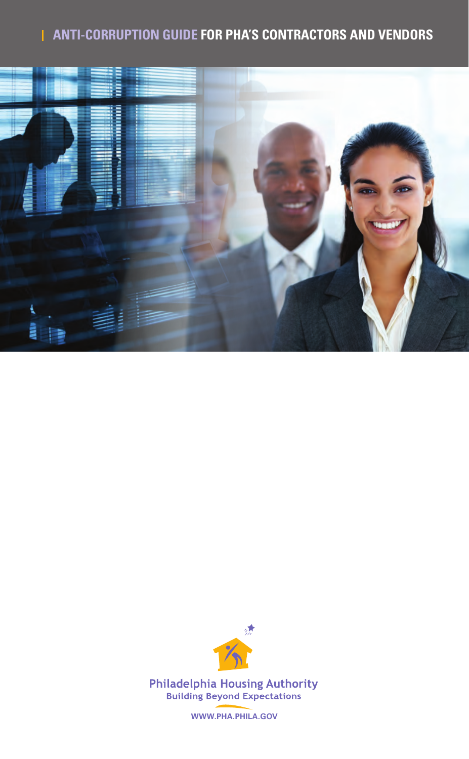# ANTI-CORRUPTION GUIDE FOR PHA'S CONTRACTORS AND VENDORS

Philadelphia Housing Authority
Building Beyond Expectations

WWW.PHA.PHILA.GOV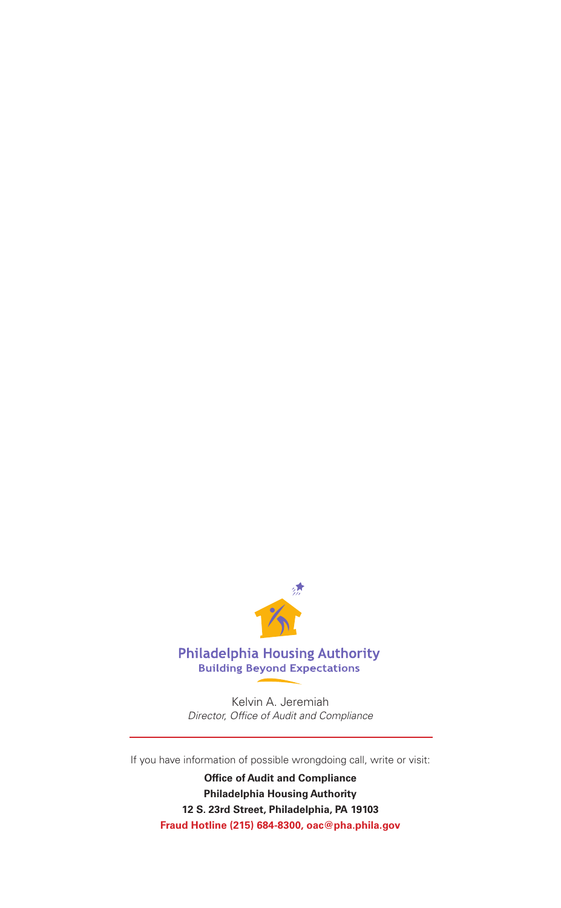Philadelphia Housing Authority
Building Beyond Expectations

Kelvin A. Jeremiah
*Director, Office of Audit and Compliance*

---

If you have information of possible wrongdoing call, write or visit:

**Office of Audit and Compliance**
**Philadelphia Housing Authority**
**12 S. 23rd Street, Philadelphia, PA 19103**
**Fraud Hotline (215) 684-8300, oac@pha.phila.gov**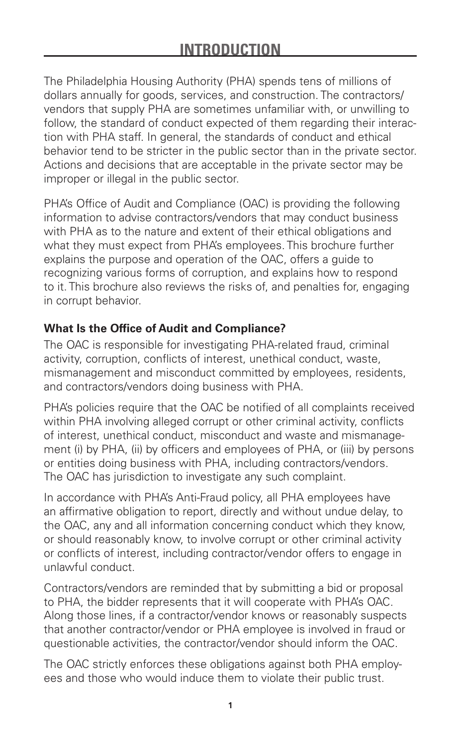# INTRODUCTION

The Philadelphia Housing Authority (PHA) spends tens of millions of dollars annually for goods, services, and construction. The contractors/vendors that supply PHA are sometimes unfamiliar with, or unwilling to follow, the standard of conduct expected of them regarding their interaction with PHA staff. In general, the standards of conduct and ethical behavior tend to be stricter in the public sector than in the private sector. Actions and decisions that are acceptable in the private sector may be improper or illegal in the public sector.

PHA's Office of Audit and Compliance (OAC) is providing the following information to advise contractors/vendors that may conduct business with PHA as to the nature and extent of their ethical obligations and what they must expect from PHA's employees. This brochure further explains the purpose and operation of the OAC, offers a guide to recognizing various forms of corruption, and explains how to respond to it. This brochure also reviews the risks of, and penalties for, engaging in corrupt behavior.

### What Is the Office of Audit and Compliance?

The OAC is responsible for investigating PHA-related fraud, criminal activity, corruption, conflicts of interest, unethical conduct, waste, mismanagement and misconduct committed by employees, residents, and contractors/vendors doing business with PHA.

PHA's policies require that the OAC be notified of all complaints received within PHA involving alleged corrupt or other criminal activity, conflicts of interest, unethical conduct, misconduct and waste and mismanagement (i) by PHA, (ii) by officers and employees of PHA, or (iii) by persons or entities doing business with PHA, including contractors/vendors. The OAC has jurisdiction to investigate any such complaint.

In accordance with PHA's Anti-Fraud policy, all PHA employees have an affirmative obligation to report, directly and without undue delay, to the OAC, any and all information concerning conduct which they know, or should reasonably know, to involve corrupt or other criminal activity or conflicts of interest, including contractor/vendor offers to engage in unlawful conduct.

Contractors/vendors are reminded that by submitting a bid or proposal to PHA, the bidder represents that it will cooperate with PHA's OAC. Along those lines, if a contractor/vendor knows or reasonably suspects that another contractor/vendor or PHA employee is involved in fraud or questionable activities, the contractor/vendor should inform the OAC.

The OAC strictly enforces these obligations against both PHA employees and those who would induce them to violate their public trust.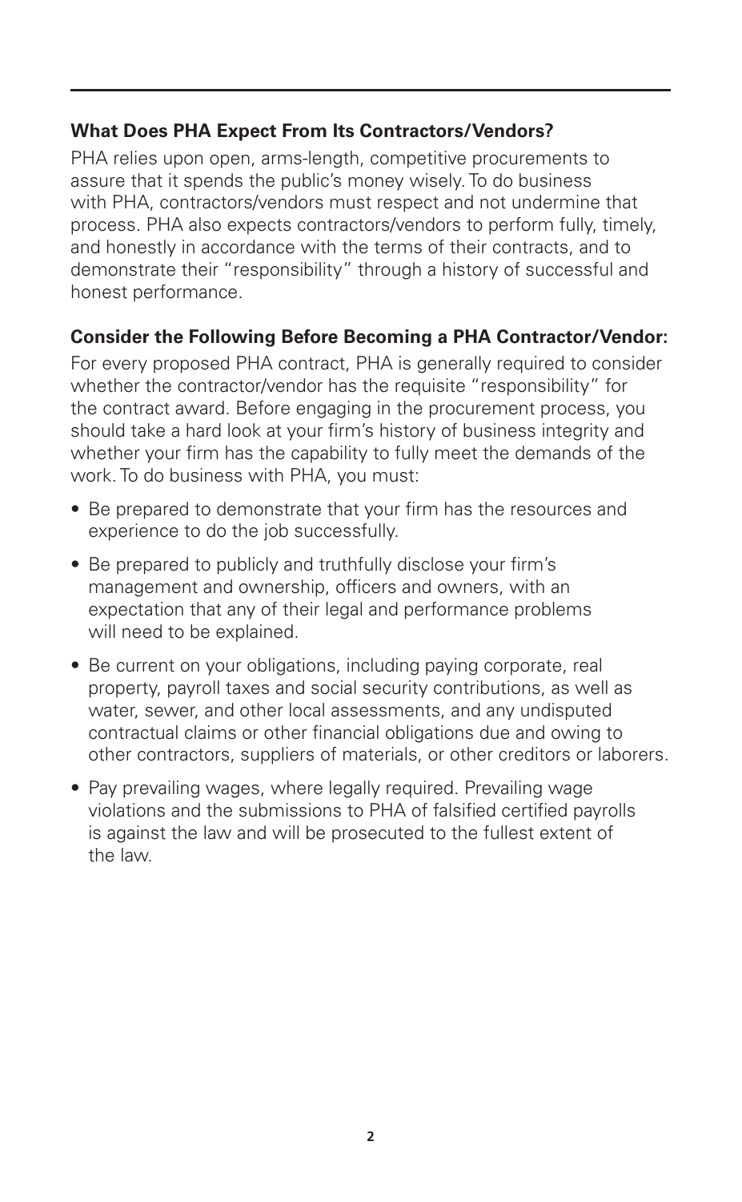### What Does PHA Expect From Its Contractors/Vendors?

PHA relies upon open, arms-length, competitive procurements to assure that it spends the public's money wisely. To do business with PHA, contractors/vendors must respect and not undermine that process. PHA also expects contractors/vendors to perform fully, timely, and honestly in accordance with the terms of their contracts, and to demonstrate their "responsibility" through a history of successful and honest performance.

### Consider the Following Before Becoming a PHA Contractor/Vendor:

For every proposed PHA contract, PHA is generally required to consider whether the contractor/vendor has the requisite "responsibility" for the contract award. Before engaging in the procurement process, you should take a hard look at your firm's history of business integrity and whether your firm has the capability to fully meet the demands of the work. To do business with PHA, you must:

- Be prepared to demonstrate that your firm has the resources and experience to do the job successfully.
- Be prepared to publicly and truthfully disclose your firm's management and ownership, officers and owners, with an expectation that any of their legal and performance problems will need to be explained.
- Be current on your obligations, including paying corporate, real property, payroll taxes and social security contributions, as well as water, sewer, and other local assessments, and any undisputed contractual claims or other financial obligations due and owing to other contractors, suppliers of materials, or other creditors or laborers.
- Pay prevailing wages, where legally required. Prevailing wage violations and the submissions to PHA of falsified certified payrolls is against the law and will be prosecuted to the fullest extent of the law.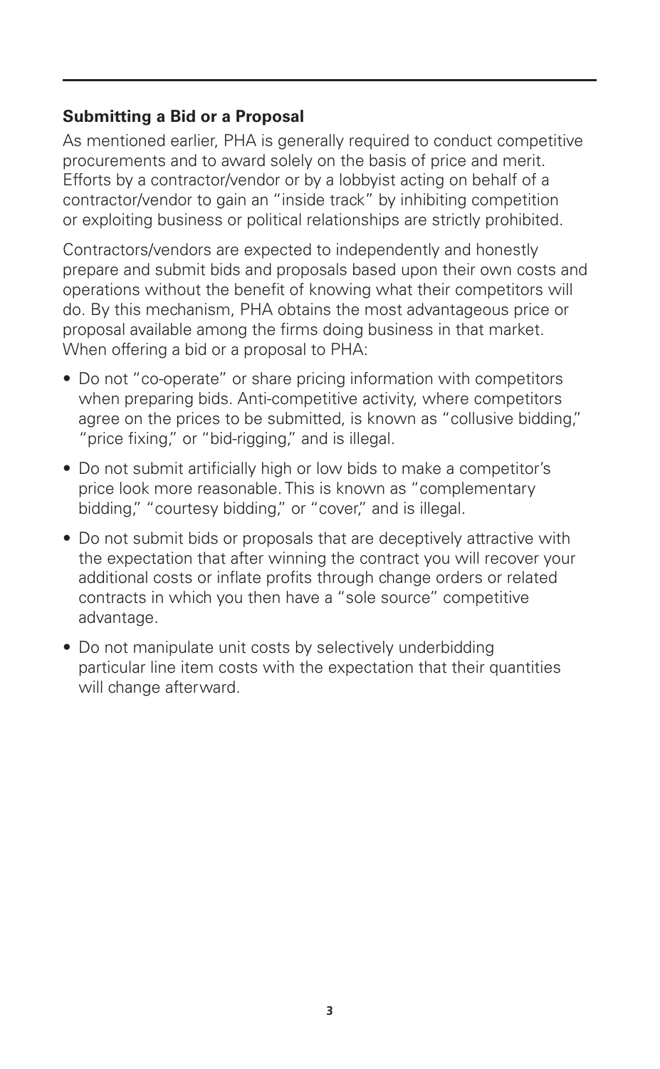## Submitting a Bid or a Proposal

As mentioned earlier, PHA is generally required to conduct competitive procurements and to award solely on the basis of price and merit. Efforts by a contractor/vendor or by a lobbyist acting on behalf of a contractor/vendor to gain an "inside track" by inhibiting competition or exploiting business or political relationships are strictly prohibited.

Contractors/vendors are expected to independently and honestly prepare and submit bids and proposals based upon their own costs and operations without the benefit of knowing what their competitors will do. By this mechanism, PHA obtains the most advantageous price or proposal available among the firms doing business in that market. When offering a bid or a proposal to PHA:

- Do not "co-operate" or share pricing information with competitors when preparing bids. Anti-competitive activity, where competitors agree on the prices to be submitted, is known as "collusive bidding," "price fixing," or "bid-rigging," and is illegal.
- Do not submit artificially high or low bids to make a competitor's price look more reasonable. This is known as "complementary bidding," "courtesy bidding," or "cover," and is illegal.
- Do not submit bids or proposals that are deceptively attractive with the expectation that after winning the contract you will recover your additional costs or inflate profits through change orders or related contracts in which you then have a "sole source" competitive advantage.
- Do not manipulate unit costs by selectively underbidding particular line item costs with the expectation that their quantities will change afterward.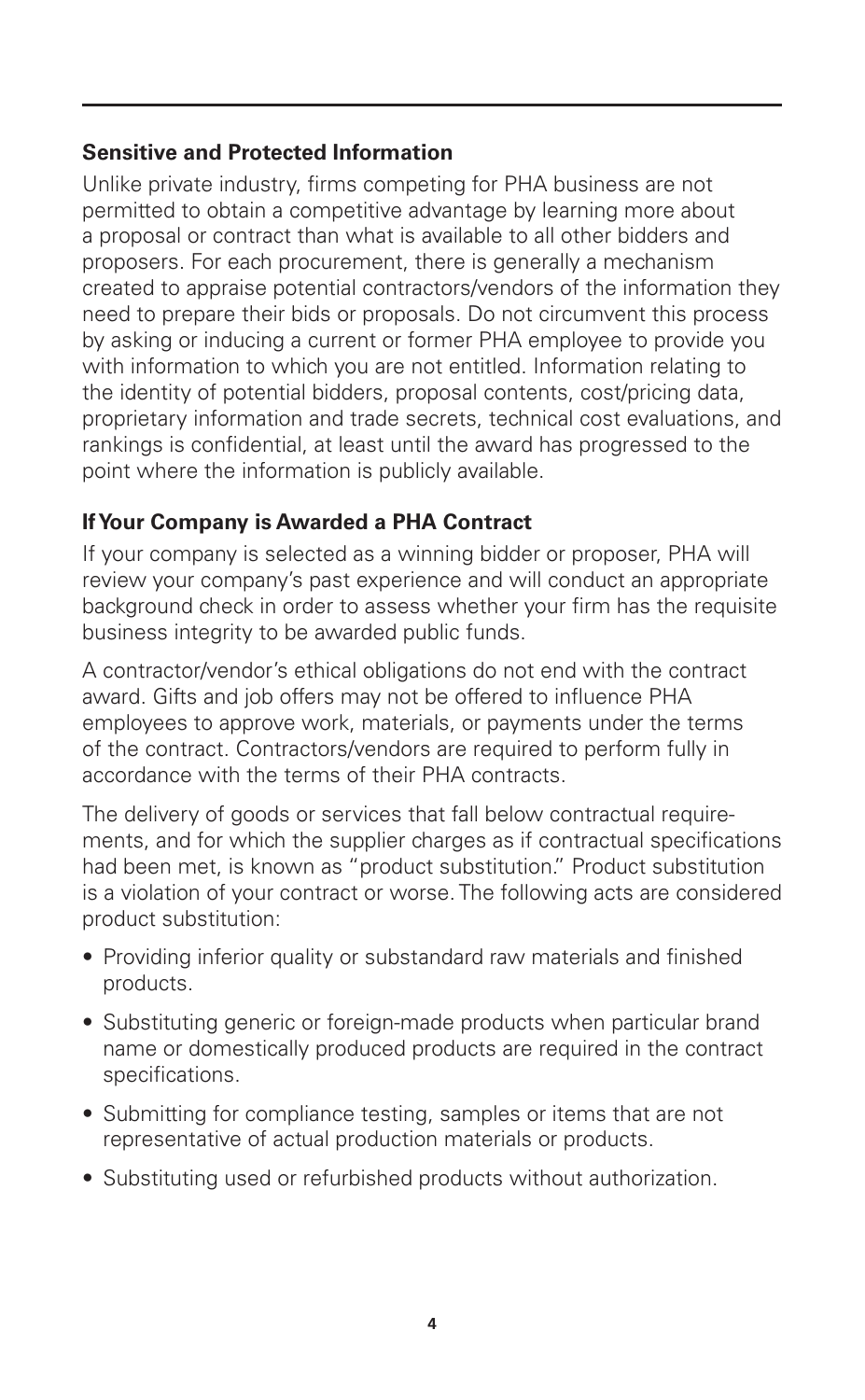## Sensitive and Protected Information

Unlike private industry, firms competing for PHA business are not permitted to obtain a competitive advantage by learning more about a proposal or contract than what is available to all other bidders and proposers. For each procurement, there is generally a mechanism created to appraise potential contractors/vendors of the information they need to prepare their bids or proposals. Do not circumvent this process by asking or inducing a current or former PHA employee to provide you with information to which you are not entitled. Information relating to the identity of potential bidders, proposal contents, cost/pricing data, proprietary information and trade secrets, technical cost evaluations, and rankings is confidential, at least until the award has progressed to the point where the information is publicly available.

## If Your Company is Awarded a PHA Contract

If your company is selected as a winning bidder or proposer, PHA will review your company's past experience and will conduct an appropriate background check in order to assess whether your firm has the requisite business integrity to be awarded public funds.

A contractor/vendor's ethical obligations do not end with the contract award. Gifts and job offers may not be offered to influence PHA employees to approve work, materials, or payments under the terms of the contract. Contractors/vendors are required to perform fully in accordance with the terms of their PHA contracts.

The delivery of goods or services that fall below contractual requirements, and for which the supplier charges as if contractual specifications had been met, is known as "product substitution." Product substitution is a violation of your contract or worse. The following acts are considered product substitution:

- Providing inferior quality or substandard raw materials and finished products.
- Substituting generic or foreign-made products when particular brand name or domestically produced products are required in the contract specifications.
- Submitting for compliance testing, samples or items that are not representative of actual production materials or products.
- Substituting used or refurbished products without authorization.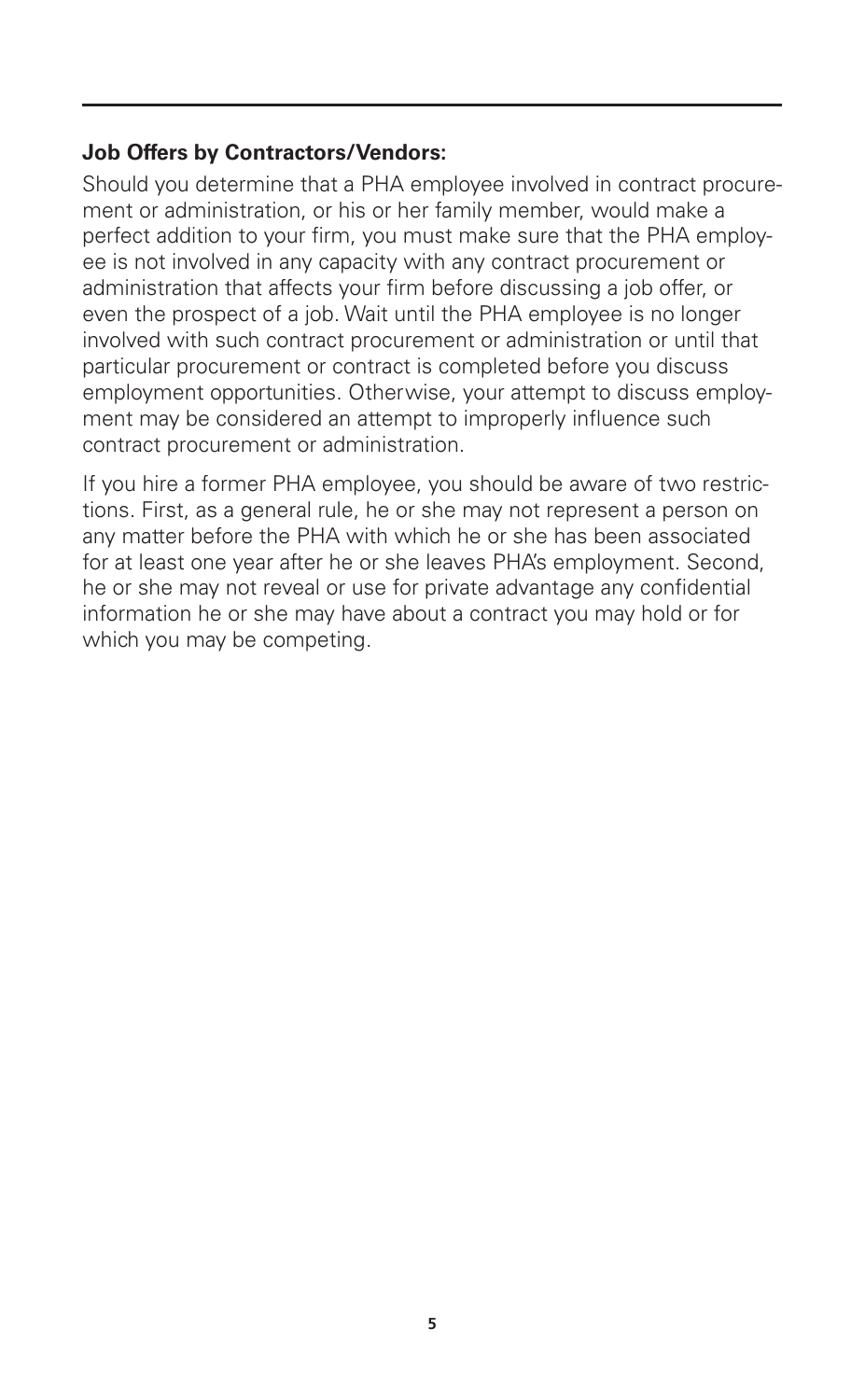**Job Offers by Contractors/Vendors:**

Should you determine that a PHA employee involved in contract procurement or administration, or his or her family member, would make a perfect addition to your firm, you must make sure that the PHA employee is not involved in any capacity with any contract procurement or administration that affects your firm before discussing a job offer, or even the prospect of a job. Wait until the PHA employee is no longer involved with such contract procurement or administration or until that particular procurement or contract is completed before you discuss employment opportunities. Otherwise, your attempt to discuss employment may be considered an attempt to improperly influence such contract procurement or administration.

If you hire a former PHA employee, you should be aware of two restrictions. First, as a general rule, he or she may not represent a person on any matter before the PHA with which he or she has been associated for at least one year after he or she leaves PHA's employment. Second, he or she may not reveal or use for private advantage any confidential information he or she may have about a contract you may hold or for which you may be competing.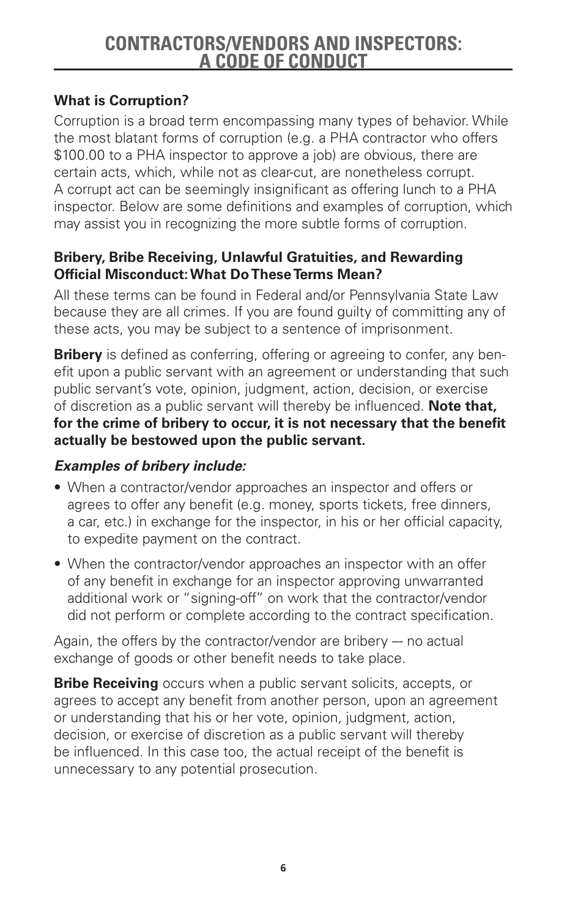# CONTRACTORS/VENDORS AND INSPECTORS: A CODE OF CONDUCT

### What is Corruption?

Corruption is a broad term encompassing many types of behavior. While the most blatant forms of corruption (e.g. a PHA contractor who offers $100.00 to a PHA inspector to approve a job) are obvious, there are certain acts, which, while not as clear-cut, are nonetheless corrupt. A corrupt act can be seemingly insignificant as offering lunch to a PHA inspector. Below are some definitions and examples of corruption, which may assist you in recognizing the more subtle forms of corruption.

### Bribery, Bribe Receiving, Unlawful Gratuities, and Rewarding Official Misconduct: What Do These Terms Mean?

All these terms can be found in Federal and/or Pennsylvania State Law because they are all crimes. If you are found guilty of committing any of these acts, you may be subject to a sentence of imprisonment.

**Bribery** is defined as conferring, offering or agreeing to confer, any benefit upon a public servant with an agreement or understanding that such public servant's vote, opinion, judgment, action, decision, or exercise of discretion as a public servant will thereby be influenced. **Note that, for the crime of bribery to occur, it is not necessary that the benefit actually be bestowed upon the public servant.**

***Examples of bribery include:***

- When a contractor/vendor approaches an inspector and offers or agrees to offer any benefit (e.g. money, sports tickets, free dinners, a car, etc.) in exchange for the inspector, in his or her official capacity, to expedite payment on the contract.
- When the contractor/vendor approaches an inspector with an offer of any benefit in exchange for an inspector approving unwarranted additional work or "signing-off" on work that the contractor/vendor did not perform or complete according to the contract specification.

Again, the offers by the contractor/vendor are bribery –- no actual exchange of goods or other benefit needs to take place.

**Bribe Receiving** occurs when a public servant solicits, accepts, or agrees to accept any benefit from another person, upon an agreement or understanding that his or her vote, opinion, judgment, action, decision, or exercise of discretion as a public servant will thereby be influenced. In this case too, the actual receipt of the benefit is unnecessary to any potential prosecution.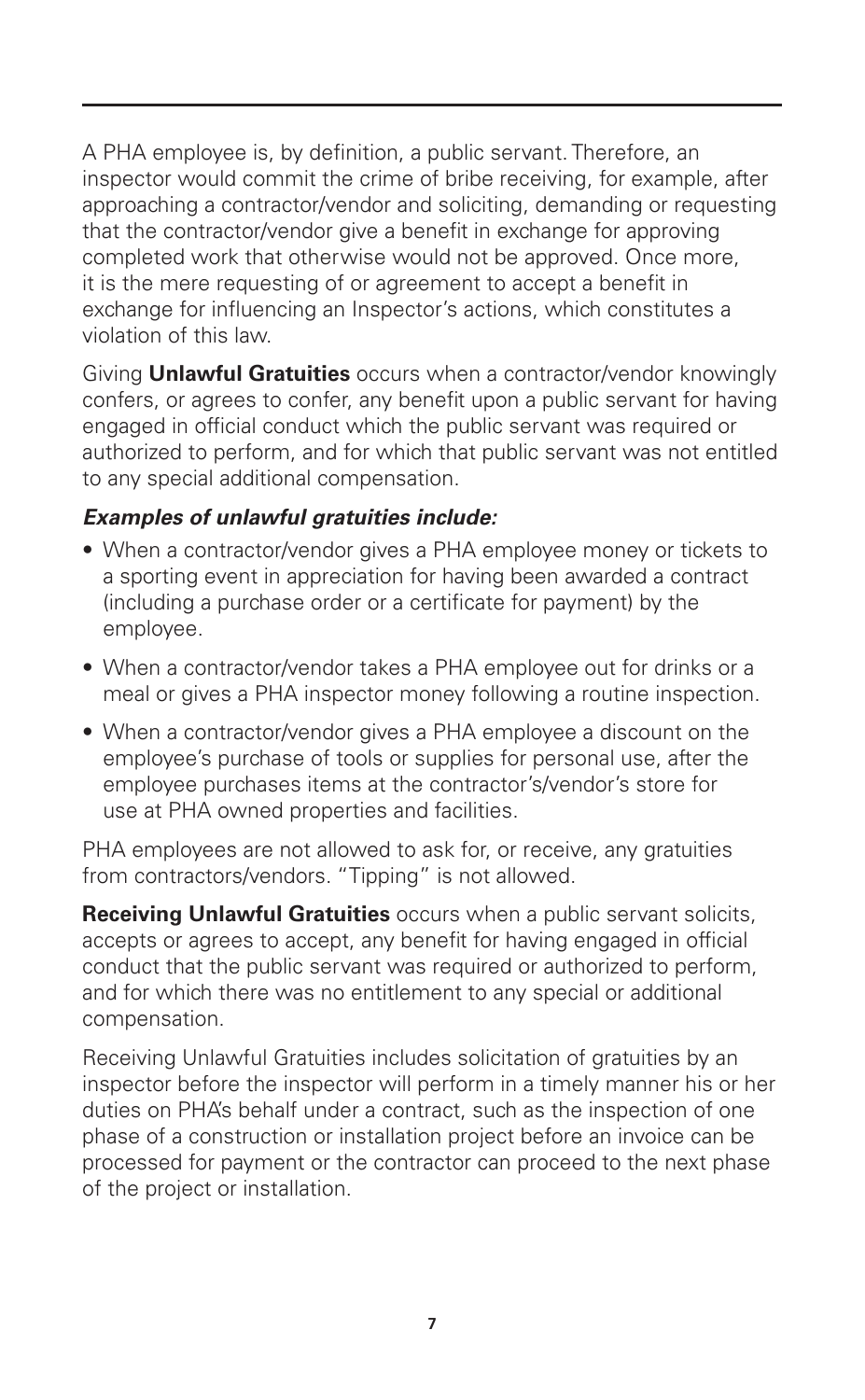A PHA employee is, by definition, a public servant. Therefore, an inspector would commit the crime of bribe receiving, for example, after approaching a contractor/vendor and soliciting, demanding or requesting that the contractor/vendor give a benefit in exchange for approving completed work that otherwise would not be approved. Once more, it is the mere requesting of or agreement to accept a benefit in exchange for influencing an Inspector's actions, which constitutes a violation of this law.

Giving **Unlawful Gratuities** occurs when a contractor/vendor knowingly confers, or agrees to confer, any benefit upon a public servant for having engaged in official conduct which the public servant was required or authorized to perform, and for which that public servant was not entitled to any special additional compensation.

***Examples of unlawful gratuities include:***

- When a contractor/vendor gives a PHA employee money or tickets to a sporting event in appreciation for having been awarded a contract (including a purchase order or a certificate for payment) by the employee.
- When a contractor/vendor takes a PHA employee out for drinks or a meal or gives a PHA inspector money following a routine inspection.
- When a contractor/vendor gives a PHA employee a discount on the employee's purchase of tools or supplies for personal use, after the employee purchases items at the contractor's/vendor's store for use at PHA owned properties and facilities.

PHA employees are not allowed to ask for, or receive, any gratuities from contractors/vendors. "Tipping" is not allowed.

**Receiving Unlawful Gratuities** occurs when a public servant solicits, accepts or agrees to accept, any benefit for having engaged in official conduct that the public servant was required or authorized to perform, and for which there was no entitlement to any special or additional compensation.

Receiving Unlawful Gratuities includes solicitation of gratuities by an inspector before the inspector will perform in a timely manner his or her duties on PHA's behalf under a contract, such as the inspection of one phase of a construction or installation project before an invoice can be processed for payment or the contractor can proceed to the next phase of the project or installation.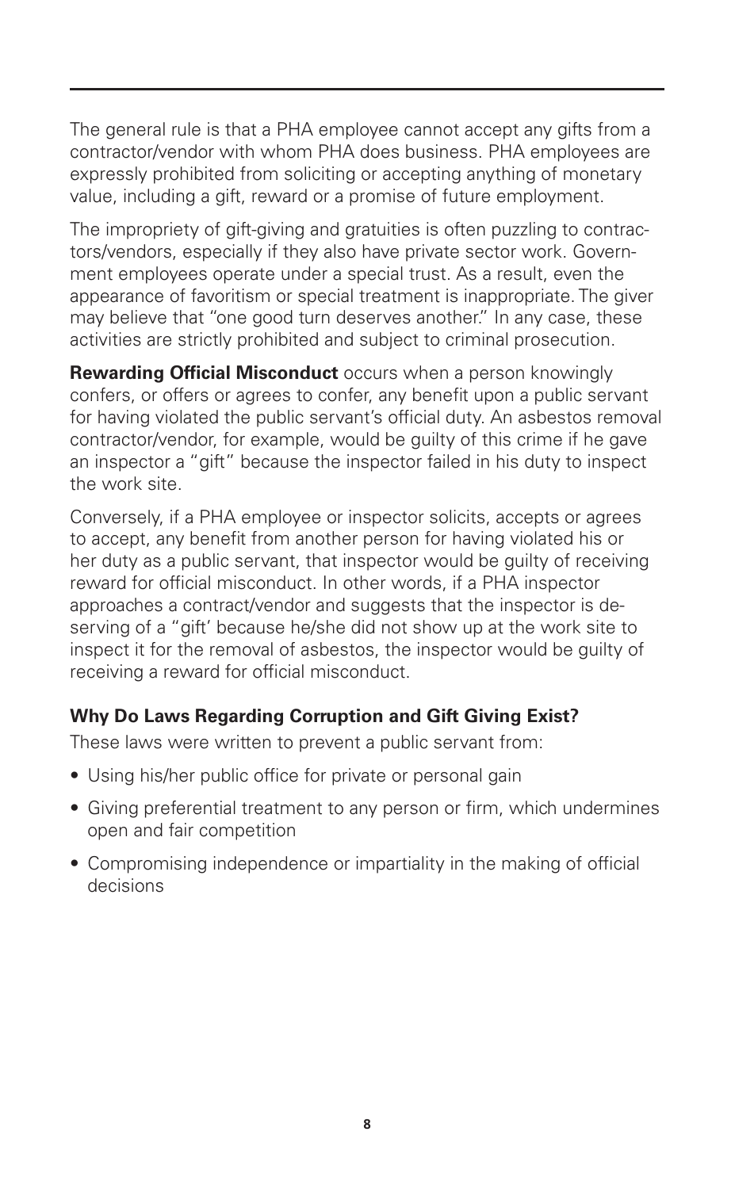The general rule is that a PHA employee cannot accept any gifts from a contractor/vendor with whom PHA does business. PHA employees are expressly prohibited from soliciting or accepting anything of monetary value, including a gift, reward or a promise of future employment.

The impropriety of gift-giving and gratuities is often puzzling to contractors/vendors, especially if they also have private sector work. Government employees operate under a special trust. As a result, even the appearance of favoritism or special treatment is inappropriate. The giver may believe that "one good turn deserves another." In any case, these activities are strictly prohibited and subject to criminal prosecution.

**Rewarding Official Misconduct** occurs when a person knowingly confers, or offers or agrees to confer, any benefit upon a public servant for having violated the public servant's official duty. An asbestos removal contractor/vendor, for example, would be guilty of this crime if he gave an inspector a "gift" because the inspector failed in his duty to inspect the work site.

Conversely, if a PHA employee or inspector solicits, accepts or agrees to accept, any benefit from another person for having violated his or her duty as a public servant, that inspector would be guilty of receiving reward for official misconduct. In other words, if a PHA inspector approaches a contract/vendor and suggests that the inspector is deserving of a "gift' because he/she did not show up at the work site to inspect it for the removal of asbestos, the inspector would be guilty of receiving a reward for official misconduct.

### Why Do Laws Regarding Corruption and Gift Giving Exist?

These laws were written to prevent a public servant from:

- Using his/her public office for private or personal gain
- Giving preferential treatment to any person or firm, which undermines open and fair competition
- Compromising independence or impartiality in the making of official decisions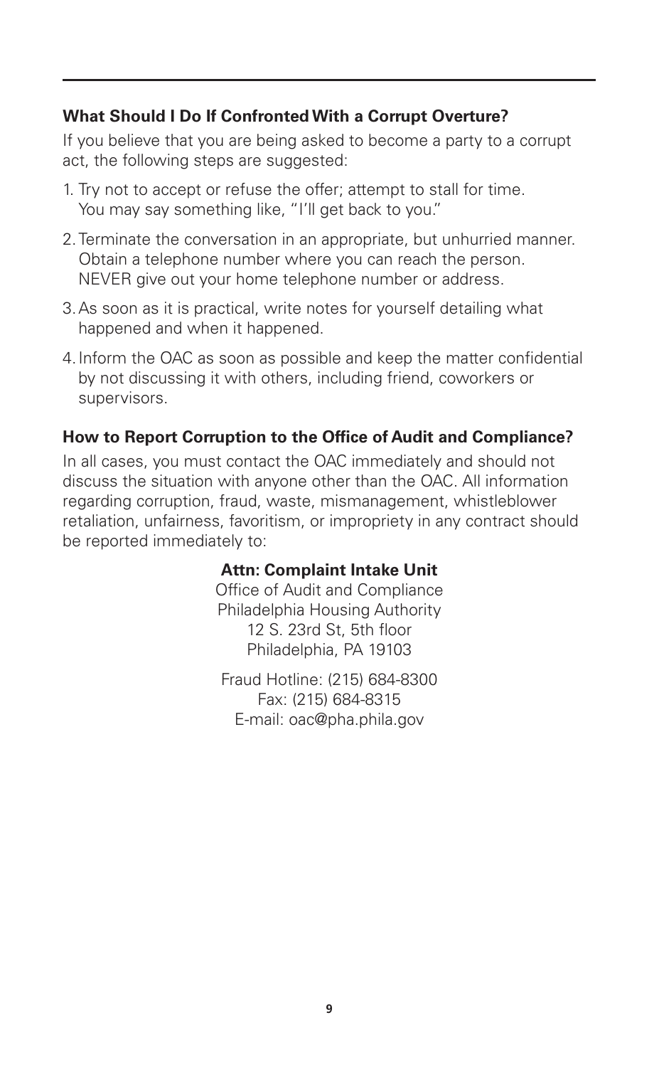### What Should I Do If Confronted With a Corrupt Overture?

If you believe that you are being asked to become a party to a corrupt act, the following steps are suggested:

1. Try not to accept or refuse the offer; attempt to stall for time. You may say something like, "I'll get back to you."
2. Terminate the conversation in an appropriate, but unhurried manner. Obtain a telephone number where you can reach the person. NEVER give out your home telephone number or address.
3. As soon as it is practical, write notes for yourself detailing what happened and when it happened.
4. Inform the OAC as soon as possible and keep the matter confidential by not discussing it with others, including friend, coworkers or supervisors.

### How to Report Corruption to the Office of Audit and Compliance?

In all cases, you must contact the OAC immediately and should not discuss the situation with anyone other than the OAC. All information regarding corruption, fraud, waste, mismanagement, whistleblower retaliation, unfairness, favoritism, or impropriety in any contract should be reported immediately to:

**Attn: Complaint Intake Unit**
Office of Audit and Compliance
Philadelphia Housing Authority
12 S. 23rd St, 5th floor
Philadelphia, PA 19103

Fraud Hotline: (215) 684-8300
Fax: (215) 684-8315
E-mail: oac@pha.phila.gov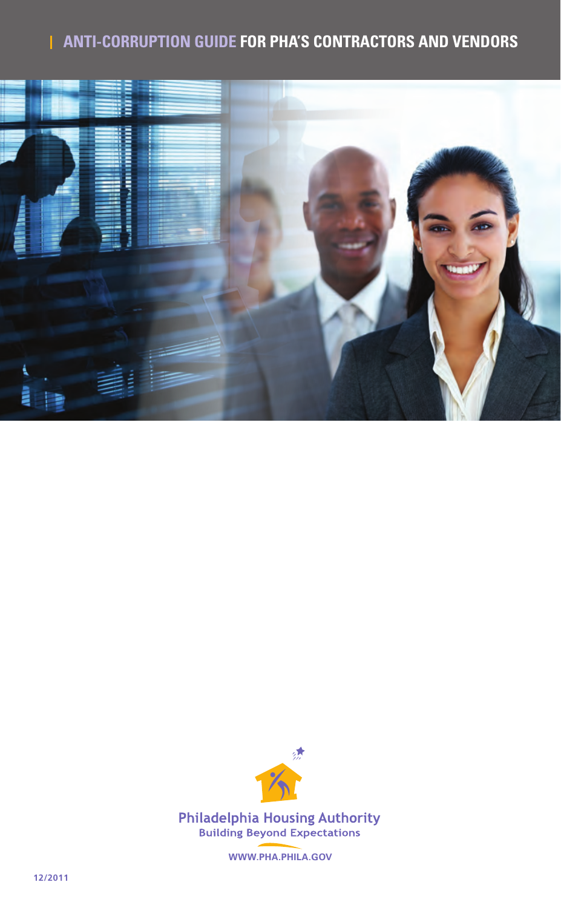# ANTI-CORRUPTION GUIDE FOR PHA'S CONTRACTORS AND VENDORS

Philadelphia Housing Authority

Building Beyond Expectations

WWW.PHA.PHILA.GOV

12/2011